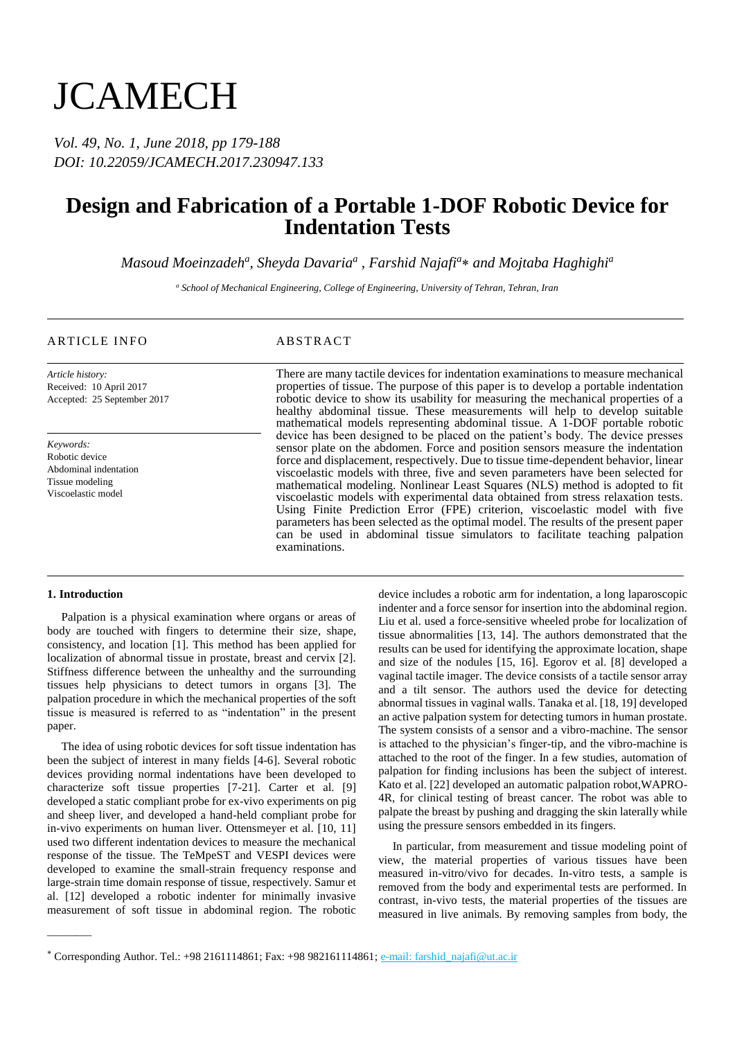# JCAMECH

*Vol. 49, No. 1, June 2018, pp 179-188*
*DOI: 10.22059/JCAMECH.2017.230947.133*

# Design and Fabrication of a Portable 1-DOF Robotic Device for Indentation Tests

*Masoud Moeinzadeh[a], Sheyda Davaria[a], Farshid Najafi[a]\* and Mojtaba Haghighi[a]*

[a] *School of Mechanical Engineering, College of Engineering, University of Tehran, Tehran, Iran*

## ARTICLE INFO

*Article history:*
Received: 10 April 2017
Accepted: 25 September 2017

*Keywords:*
Robotic device
Abdominal indentation
Tissue modeling
Viscoelastic model

## ABSTRACT

There are many tactile devices for indentation examinations to measure mechanical properties of tissue. The purpose of this paper is to develop a portable indentation robotic device to show its usability for measuring the mechanical properties of a healthy abdominal tissue. These measurements will help to develop suitable mathematical models representing abdominal tissue. A 1-DOF portable robotic device has been designed to be placed on the patient's body. The device presses sensor plate on the abdomen. Force and position sensors measure the indentation force and displacement, respectively. Due to tissue time-dependent behavior, linear viscoelastic models with three, five and seven parameters have been selected for mathematical modeling. Nonlinear Least Squares (NLS) method is adopted to fit viscoelastic models with experimental data obtained from stress relaxation tests. Using Finite Prediction Error (FPE) criterion, viscoelastic model with five parameters has been selected as the optimal model. The results of the present paper can be used in abdominal tissue simulators to facilitate teaching palpation examinations.

## 1. Introduction

Palpation is a physical examination where organs or areas of body are touched with fingers to determine their size, shape, consistency, and location [1]. This method has been applied for localization of abnormal tissue in prostate, breast and cervix [2]. Stiffness difference between the unhealthy and the surrounding tissues help physicians to detect tumors in organs [3]. The palpation procedure in which the mechanical properties of the soft tissue is measured is referred to as "indentation" in the present paper.

The idea of using robotic devices for soft tissue indentation has been the subject of interest in many fields [4-6]. Several robotic devices providing normal indentations have been developed to characterize soft tissue properties [7-21]. Carter et al. [9] developed a static compliant probe for ex-vivo experiments on pig and sheep liver, and developed a hand-held compliant probe for in-vivo experiments on human liver. Ottensmeyer et al. [10, 11] used two different indentation devices to measure the mechanical response of the tissue. The TeMpeST and VESPI devices were developed to examine the small-strain frequency response and large-strain time domain response of tissue, respectively. Samur et al. [12] developed a robotic indenter for minimally invasive measurement of soft tissue in abdominal region. The robotic device includes a robotic arm for indentation, a long laparoscopic indenter and a force sensor for insertion into the abdominal region. Liu et al. used a force-sensitive wheeled probe for localization of tissue abnormalities [13, 14]. The authors demonstrated that the results can be used for identifying the approximate location, shape and size of the nodules [15, 16]. Egorov et al. [8] developed a vaginal tactile imager. The device consists of a tactile sensor array and a tilt sensor. The authors used the device for detecting abnormal tissues in vaginal walls. Tanaka et al. [18, 19] developed an active palpation system for detecting tumors in human prostate. The system consists of a sensor and a vibro-machine. The sensor is attached to the physician's finger-tip, and the vibro-machine is attached to the root of the finger. In a few studies, automation of palpation for finding inclusions has been the subject of interest. Kato et al. [22] developed an automatic palpation robot,WAPRO-4R, for clinical testing of breast cancer. The robot was able to palpate the breast by pushing and dragging the skin laterally while using the pressure sensors embedded in its fingers.

In particular, from measurement and tissue modeling point of view, the material properties of various tissues have been measured in-vitro/vivo for decades. In-vitro tests, a sample is removed from the body and experimental tests are performed. In contrast, in-vivo tests, the material properties of the tissues are measured in live animals. By removing samples from body, the

---

\* Corresponding Author. Tel.: +98 2161114861; Fax: +98 982161114861; e-mail: farshid_najafi@ut.ac.ir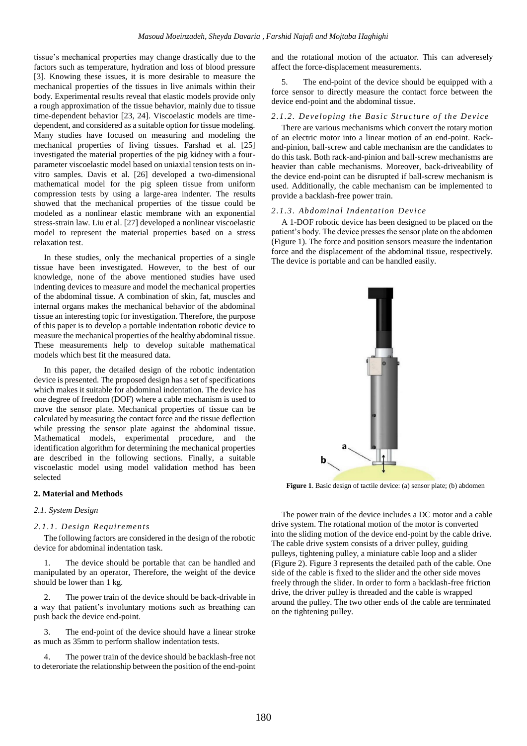tissue's mechanical properties may change drastically due to the factors such as temperature, hydration and loss of blood pressure [3]. Knowing these issues, it is more desirable to measure the mechanical properties of the tissues in live animals within their body. Experimental results reveal that elastic models provide only a rough approximation of the tissue behavior, mainly due to tissue time-dependent behavior [23, 24]. Viscoelastic models are time-dependent, and considered as a suitable option for tissue modeling. Many studies have focused on measuring and modeling the mechanical properties of living tissues. Farshad et al. [25] investigated the material properties of the pig kidney with a four-parameter viscoelastic model based on uniaxial tension tests on in-vitro samples. Davis et al. [26] developed a two-dimensional mathematical model for the pig spleen tissue from uniform compression tests by using a large-area indenter. The results showed that the mechanical properties of the tissue could be modeled as a nonlinear elastic membrane with an exponential stress-strain law. Liu et al. [27] developed a nonlinear viscoelastic model to represent the material properties based on a stress relaxation test.

In these studies, only the mechanical properties of a single tissue have been investigated. However, to the best of our knowledge, none of the above mentioned studies have used indenting devices to measure and model the mechanical properties of the abdominal tissue. A combination of skin, fat, muscles and internal organs makes the mechanical behavior of the abdominal tissue an interesting topic for investigation. Therefore, the purpose of this paper is to develop a portable indentation robotic device to measure the mechanical properties of the healthy abdominal tissue. These measurements help to develop suitable mathematical models which best fit the measured data.

In this paper, the detailed design of the robotic indentation device is presented. The proposed design has a set of specifications which makes it suitable for abdominal indentation. The device has one degree of freedom (DOF) where a cable mechanism is used to move the sensor plate. Mechanical properties of tissue can be calculated by measuring the contact force and the tissue deflection while pressing the sensor plate against the abdominal tissue. Mathematical models, experimental procedure, and the identification algorithm for determining the mechanical properties are described in the following sections. Finally, a suitable viscoelastic model using model validation method has been selected

## 2. Material and Methods

### 2.1. System Design

#### 2.1.1. Design Requirements

The following factors are considered in the design of the robotic device for abdominal indentation task.

1. The device should be portable that can be handled and manipulated by an operator, Therefore, the weight of the device should be lower than 1 kg.
2. The power train of the device should be back-drivable in a way that patient's involuntary motions such as breathing can push back the device end-point.
3. The end-point of the device should have a linear stroke as much as 35mm to perform shallow indentation tests.
4. The power train of the device should be backlash-free not to deteroriate the relationship between the position of the end-point and the rotational motion of the actuator. This can adveresely affect the force-displacement measurements.
5. The end-point of the device should be equipped with a force sensor to directly measure the contact force between the device end-point and the abdominal tissue.

#### 2.1.2. Developing the Basic Structure of the Device

There are various mechanisms which convert the rotary motion of an electric motor into a linear motion of an end-point. Rack-and-pinion, ball-screw and cable mechanism are the candidates to do this task. Both rack-and-pinion and ball-screw mechanisms are heavier than cable mechanisms. Moreover, back-driveability of the device end-point can be disrupted if ball-screw mechanism is used. Additionally, the cable mechanism can be implemented to provide a backlash-free power train.

#### 2.1.3. Abdominal Indentation Device

A 1-DOF robotic device has been designed to be placed on the patient's body. The device presses the sensor plate on the abdomen (Figure 1). The force and position sensors measure the indentation force and the displacement of the abdominal tissue, respectively. The device is portable and can be handled easily.

**Figure 1**. Basic design of tactile device: (a) sensor plate; (b) abdomen

The power train of the device includes a DC motor and a cable drive system. The rotational motion of the motor is converted into the sliding motion of the device end-point by the cable drive. The cable drive system consists of a driver pulley, guiding pulleys, tightening pulley, a miniature cable loop and a slider (Figure 2). Figure 3 represents the detailed path of the cable. One side of the cable is fixed to the slider and the other side moves freely through the slider. In order to form a backlash-free friction drive, the driver pulley is threaded and the cable is wrapped around the pulley. The two other ends of the cable are terminated on the tightening pulley.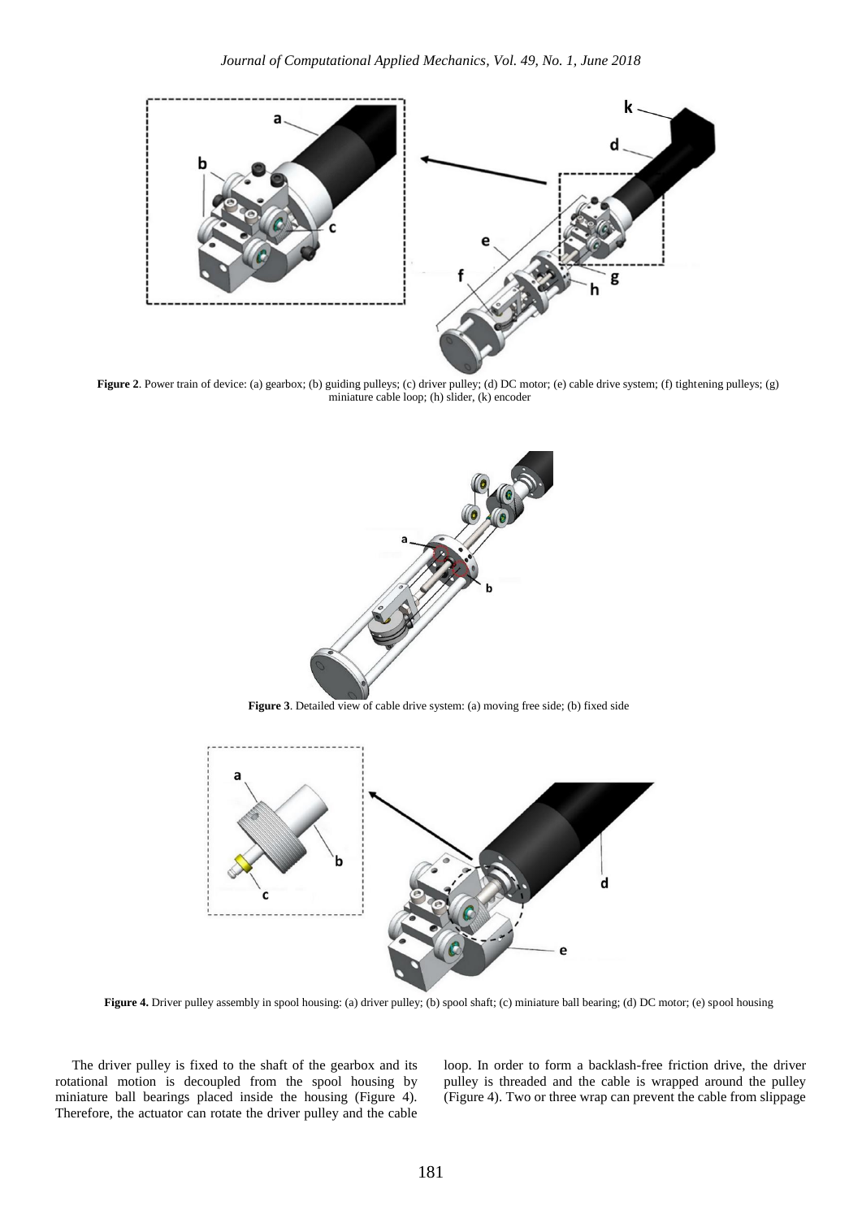**Figure 2**. Power train of device: (a) gearbox; (b) guiding pulleys; (c) driver pulley; (d) DC motor; (e) cable drive system; (f) tightening pulleys; (g) miniature cable loop; (h) slider, (k) encoder

**Figure 3**. Detailed view of cable drive system: (a) moving free side; (b) fixed side

**Figure 4.** Driver pulley assembly in spool housing: (a) driver pulley; (b) spool shaft; (c) miniature ball bearing; (d) DC motor; (e) spool housing

The driver pulley is fixed to the shaft of the gearbox and its rotational motion is decoupled from the spool housing by miniature ball bearings placed inside the housing (Figure 4). Therefore, the actuator can rotate the driver pulley and the cable loop. In order to form a backlash-free friction drive, the driver pulley is threaded and the cable is wrapped around the pulley (Figure 4). Two or three wrap can prevent the cable from slippage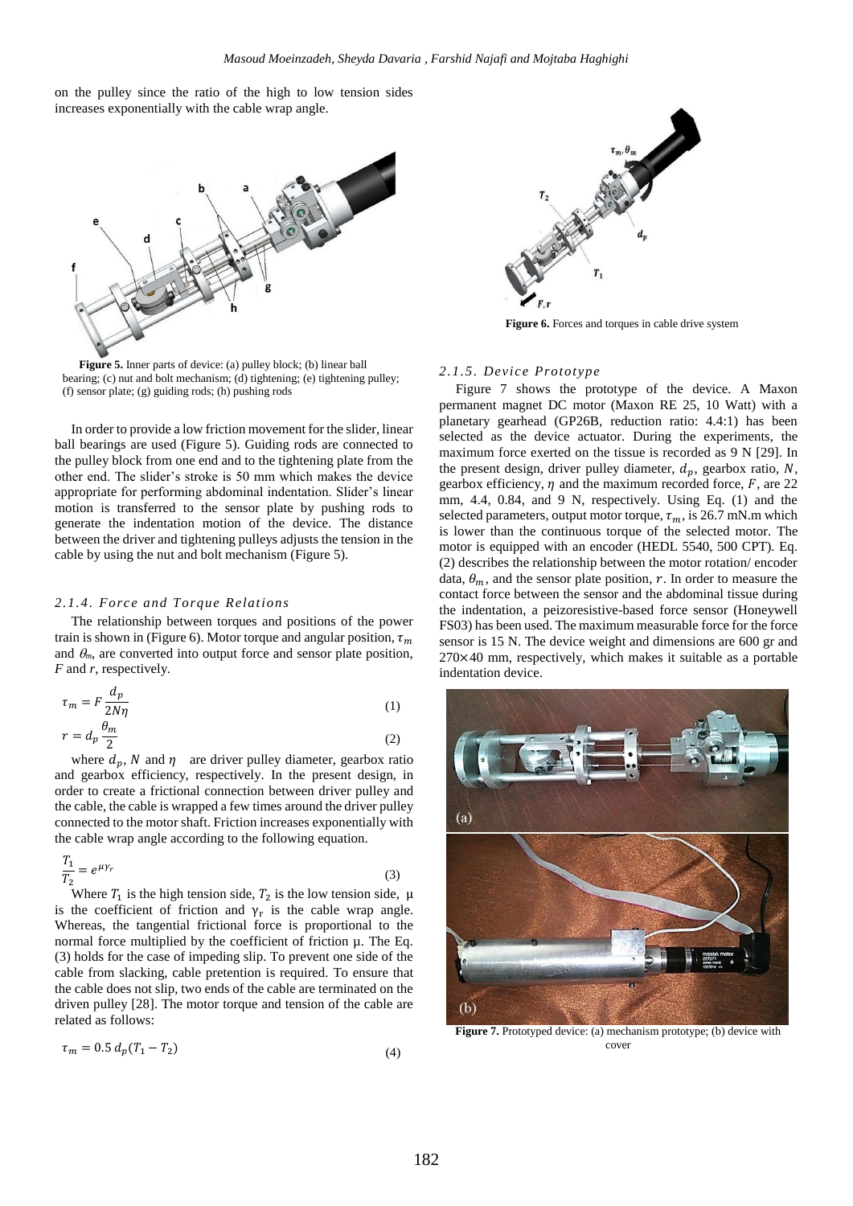on the pulley since the ratio of the high to low tension sides increases exponentially with the cable wrap angle.

**Figure 5.** Inner parts of device: (a) pulley block; (b) linear ball bearing; (c) nut and bolt mechanism; (d) tightening; (e) tightening pulley; (f) sensor plate; (g) guiding rods; (h) pushing rods

In order to provide a low friction movement for the slider, linear ball bearings are used (Figure 5). Guiding rods are connected to the pulley block from one end and to the tightening plate from the other end. The slider's stroke is 50 mm which makes the device appropriate for performing abdominal indentation. Slider's linear motion is transferred to the sensor plate by pushing rods to generate the indentation motion of the device. The distance between the driver and tightening pulleys adjusts the tension in the cable by using the nut and bolt mechanism (Figure 5).

#### *2.1.4. Force and Torque Relations*

The relationship between torques and positions of the power train is shown in (Figure 6). Motor torque and angular position, $\tau_m$ and $\theta_m$, are converted into output force and sensor plate position, $F$ and $r$, respectively.

$$\tau_m = F\frac{d_p}{2N\eta} \tag{1}$$

$$r = d_p\frac{\theta_m}{2} \tag{2}$$

where $d_p$, $N$ and $\eta$ are driver pulley diameter, gearbox ratio and gearbox efficiency, respectively. In the present design, in order to create a frictional connection between driver pulley and the cable, the cable is wrapped a few times around the driver pulley connected to the motor shaft. Friction increases exponentially with the cable wrap angle according to the following equation.

$$\frac{T_1}{T_2} = e^{\mu\gamma_r} \tag{3}$$

Where $T_1$ is the high tension side, $T_2$ is the low tension side, $\mu$ is the coefficient of friction and $\gamma_r$ is the cable wrap angle. Whereas, the tangential frictional force is proportional to the normal force multiplied by the coefficient of friction $\mu$. The Eq. (3) holds for the case of impeding slip. To prevent one side of the cable from slacking, cable pretention is required. To ensure that the cable does not slip, two ends of the cable are terminated on the driven pulley [28]. The motor torque and tension of the cable are related as follows:

$$\tau_m = 0.5\, d_p(T_1 - T_2) \tag{4}$$

**Figure 6.** Forces and torques in cable drive system

#### *2.1.5. Device Prototype*

Figure 7 shows the prototype of the device. A Maxon permanent magnet DC motor (Maxon RE 25, 10 Watt) with a planetary gearhead (GP26B, reduction ratio: 4.4:1) has been selected as the device actuator. During the experiments, the maximum force exerted on the tissue is recorded as 9 N [29]. In the present design, driver pulley diameter, $d_p$, gearbox ratio, $N$, gearbox efficiency, $\eta$ and the maximum recorded force, $F$, are 22 mm, 4.4, 0.84, and 9 N, respectively. Using Eq. (1) and the selected parameters, output motor torque, $\tau_m$, is 26.7 mN.m which is lower than the continuous torque of the selected motor. The motor is equipped with an encoder (HEDL 5540, 500 CPT). Eq. (2) describes the relationship between the motor rotation/ encoder data, $\theta_m$, and the sensor plate position, $r$. In order to measure the contact force between the sensor and the abdominal tissue during the indentation, a peizoresistive-based force sensor (Honeywell FS03) has been used. The maximum measurable force for the force sensor is 15 N. The device weight and dimensions are 600 gr and 270×40 mm, respectively, which makes it suitable as a portable indentation device.

**Figure 7.** Prototyped device: (a) mechanism prototype; (b) device with cover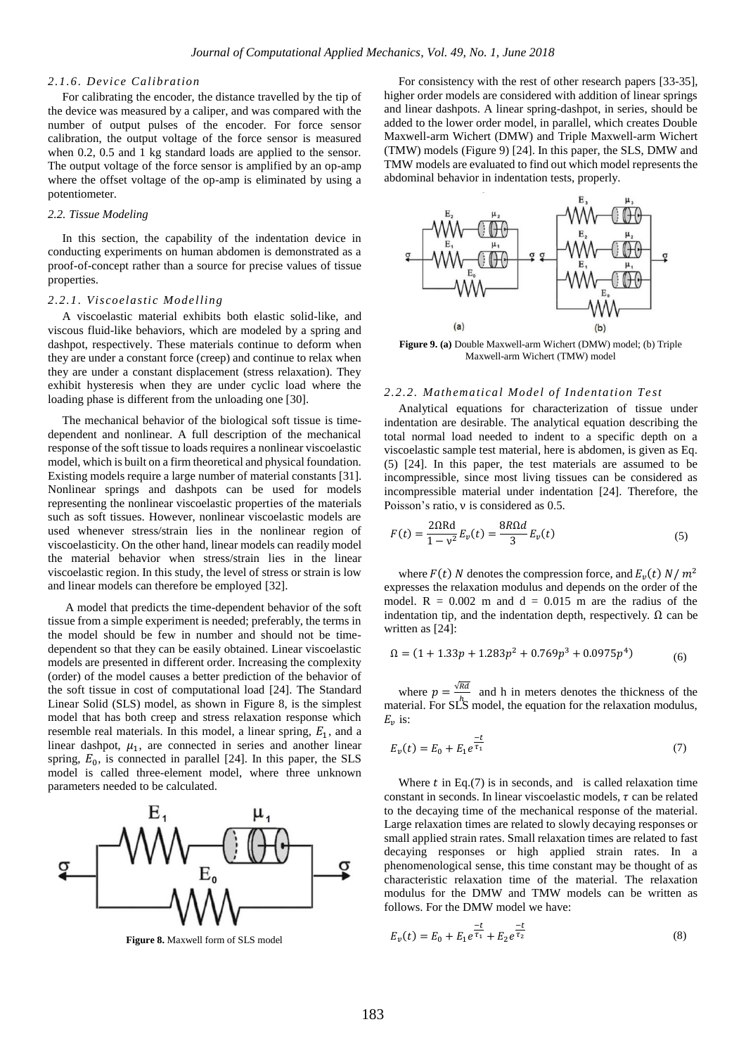#### 2.1.6. Device Calibration

For calibrating the encoder, the distance travelled by the tip of the device was measured by a caliper, and was compared with the number of output pulses of the encoder. For force sensor calibration, the output voltage of the force sensor is measured when 0.2, 0.5 and 1 kg standard loads are applied to the sensor. The output voltage of the force sensor is amplified by an op-amp where the offset voltage of the op-amp is eliminated by using a potentiometer.

### 2.2. Tissue Modeling

In this section, the capability of the indentation device in conducting experiments on human abdomen is demonstrated as a proof-of-concept rather than a source for precise values of tissue properties.

#### 2.2.1. Viscoelastic Modelling

A viscoelastic material exhibits both elastic solid-like, and viscous fluid-like behaviors, which are modeled by a spring and dashpot, respectively. These materials continue to deform when they are under a constant force (creep) and continue to relax when they are under a constant displacement (stress relaxation). They exhibit hysteresis when they are under cyclic load where the loading phase is different from the unloading one [30].

The mechanical behavior of the biological soft tissue is time-dependent and nonlinear. A full description of the mechanical response of the soft tissue to loads requires a nonlinear viscoelastic model, which is built on a firm theoretical and physical foundation. Existing models require a large number of material constants [31]. Nonlinear springs and dashpots can be used for models representing the nonlinear viscoelastic properties of the materials such as soft tissues. However, nonlinear viscoelastic models are used whenever stress/strain lies in the nonlinear region of viscoelasticity. On the other hand, linear models can readily model the material behavior when stress/strain lies in the linear viscoelastic region. In this study, the level of stress or strain is low and linear models can therefore be employed [32].

A model that predicts the time-dependent behavior of the soft tissue from a simple experiment is needed; preferably, the terms in the model should be few in number and should not be time-dependent so that they can be easily obtained. Linear viscoelastic models are presented in different order. Increasing the complexity (order) of the model causes a better prediction of the behavior of the soft tissue in cost of computational load [24]. The Standard Linear Solid (SLS) model, as shown in Figure 8, is the simplest model that has both creep and stress relaxation response which resemble real materials. In this model, a linear spring, $E_1$, and a linear dashpot, $\mu_1$, are connected in series and another linear spring, $E_0$, is connected in parallel [24]. In this paper, the SLS model is called three-element model, where three unknown parameters needed to be calculated.

**Figure 8.** Maxwell form of SLS model

For consistency with the rest of other research papers [33-35], higher order models are considered with addition of linear springs and linear dashpots. A linear spring-dashpot, in series, should be added to the lower order model, in parallel, which creates Double Maxwell-arm Wichert (DMW) and Triple Maxwell-arm Wichert (TMW) models (Figure 9) [24]. In this paper, the SLS, DMW and TMW models are evaluated to find out which model represents the abdominal behavior in indentation tests, properly.

**Figure 9. (a)** Double Maxwell-arm Wichert (DMW) model; (b) Triple Maxwell-arm Wichert (TMW) model

#### 2.2.2. Mathematical Model of Indentation Test

Analytical equations for characterization of tissue under indentation are desirable. The analytical equation describing the total normal load needed to indent to a specific depth on a viscoelastic sample test material, here is abdomen, is given as Eq. (5) [24]. In this paper, the test materials are assumed to be incompressible, since most living tissues can be considered as incompressible material under indentation [24]. Therefore, the Poisson's ratio, ν is considered as 0.5.

$$F(t) = \frac{2\Omega Rd}{1-\nu^2} E_v(t) = \frac{8R\Omega d}{3} E_v(t) \tag{5}$$

where $F(t)$ $N$ denotes the compression force, and $E_v(t)$ $N/m^2$ expresses the relaxation modulus and depends on the order of the model. R = 0.002 m and d = 0.015 m are the radius of the indentation tip, and the indentation depth, respectively. $\Omega$ can be written as [24]:

$$\Omega = (1 + 1.33p + 1.283p^2 + 0.769p^3 + 0.0975p^4) \tag{6}$$

where $p = \frac{\sqrt{Rd}}{h}$ and h in meters denotes the thickness of the material. For SLS model, the equation for the relaxation modulus, $E_v$ is:

$$E_v(t) = E_0 + E_1 e^{\frac{-t}{\tau_1}} \tag{7}$$

Where $t$ in Eq.(7) is in seconds, and is called relaxation time constant in seconds. In linear viscoelastic models, $\tau$ can be related to the decaying time of the mechanical response of the material. Large relaxation times are related to slowly decaying responses or small applied strain rates. Small relaxation times are related to fast decaying responses or high applied strain rates. In a phenomenological sense, this time constant may be thought of as characteristic relaxation time of the material. The relaxation modulus for the DMW and TMW models can be written as follows. For the DMW model we have:

$$E_v(t) = E_0 + E_1 e^{\frac{-t}{\tau_1}} + E_2 e^{\frac{-t}{\tau_2}} \tag{8}$$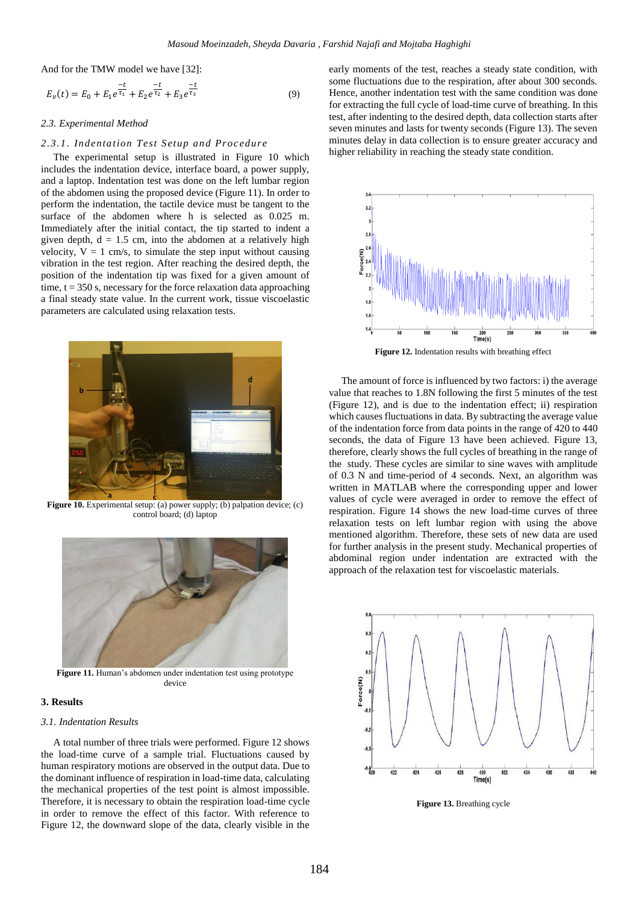And for the TMW model we have [32]:

$$E_v(t) = E_0 + E_1 e^{\frac{-t}{\tau_1}} + E_2 e^{\frac{-t}{\tau_2}} + E_3 e^{\frac{-t}{\tau_3}} \quad (9)$$

### 2.3. Experimental Method

#### 2.3.1. Indentation Test Setup and Procedure

The experimental setup is illustrated in Figure 10 which includes the indentation device, interface board, a power supply, and a laptop. Indentation test was done on the left lumbar region of the abdomen using the proposed device (Figure 11). In order to perform the indentation, the tactile device must be tangent to the surface of the abdomen where h is selected as 0.025 m. Immediately after the initial contact, the tip started to indent a given depth, d = 1.5 cm, into the abdomen at a relatively high velocity, V = 1 cm/s, to simulate the step input without causing vibration in the test region. After reaching the desired depth, the position of the indentation tip was fixed for a given amount of time, t = 350 s, necessary for the force relaxation data approaching a final steady state value. In the current work, tissue viscoelastic parameters are calculated using relaxation tests.

**Figure 10.** Experimental setup: (a) power supply; (b) palpation device; (c) control board; (d) laptop

**Figure 11.** Human's abdomen under indentation test using prototype device

## 3. Results

### 3.1. Indentation Results

A total number of three trials were performed. Figure 12 shows the load-time curve of a sample trial. Fluctuations caused by human respiratory motions are observed in the output data. Due to the dominant influence of respiration in load-time data, calculating the mechanical properties of the test point is almost impossible. Therefore, it is necessary to obtain the respiration load-time cycle in order to remove the effect of this factor. With reference to Figure 12, the downward slope of the data, clearly visible in the early moments of the test, reaches a steady state condition, with some fluctuations due to the respiration, after about 300 seconds. Hence, another indentation test with the same condition was done for extracting the full cycle of load-time curve of breathing. In this test, after indenting to the desired depth, data collection starts after seven minutes and lasts for twenty seconds (Figure 13). The seven minutes delay in data collection is to ensure greater accuracy and higher reliability in reaching the steady state condition.

**Figure 12.** Indentation results with breathing effect

The amount of force is influenced by two factors: i) the average value that reaches to 1.8N following the first 5 minutes of the test (Figure 12), and is due to the indentation effect; ii) respiration which causes fluctuations in data. By subtracting the average value of the indentation force from data points in the range of 420 to 440 seconds, the data of Figure 13 have been achieved. Figure 13, therefore, clearly shows the full cycles of breathing in the range of the study. These cycles are similar to sine waves with amplitude of 0.3 N and time-period of 4 seconds. Next, an algorithm was written in MATLAB where the corresponding upper and lower values of cycle were averaged in order to remove the effect of respiration. Figure 14 shows the new load-time curves of three relaxation tests on left lumbar region with using the above mentioned algorithm. Therefore, these sets of new data are used for further analysis in the present study. Mechanical properties of abdominal region under indentation are extracted with the approach of the relaxation test for viscoelastic materials.

**Figure 13.** Breathing cycle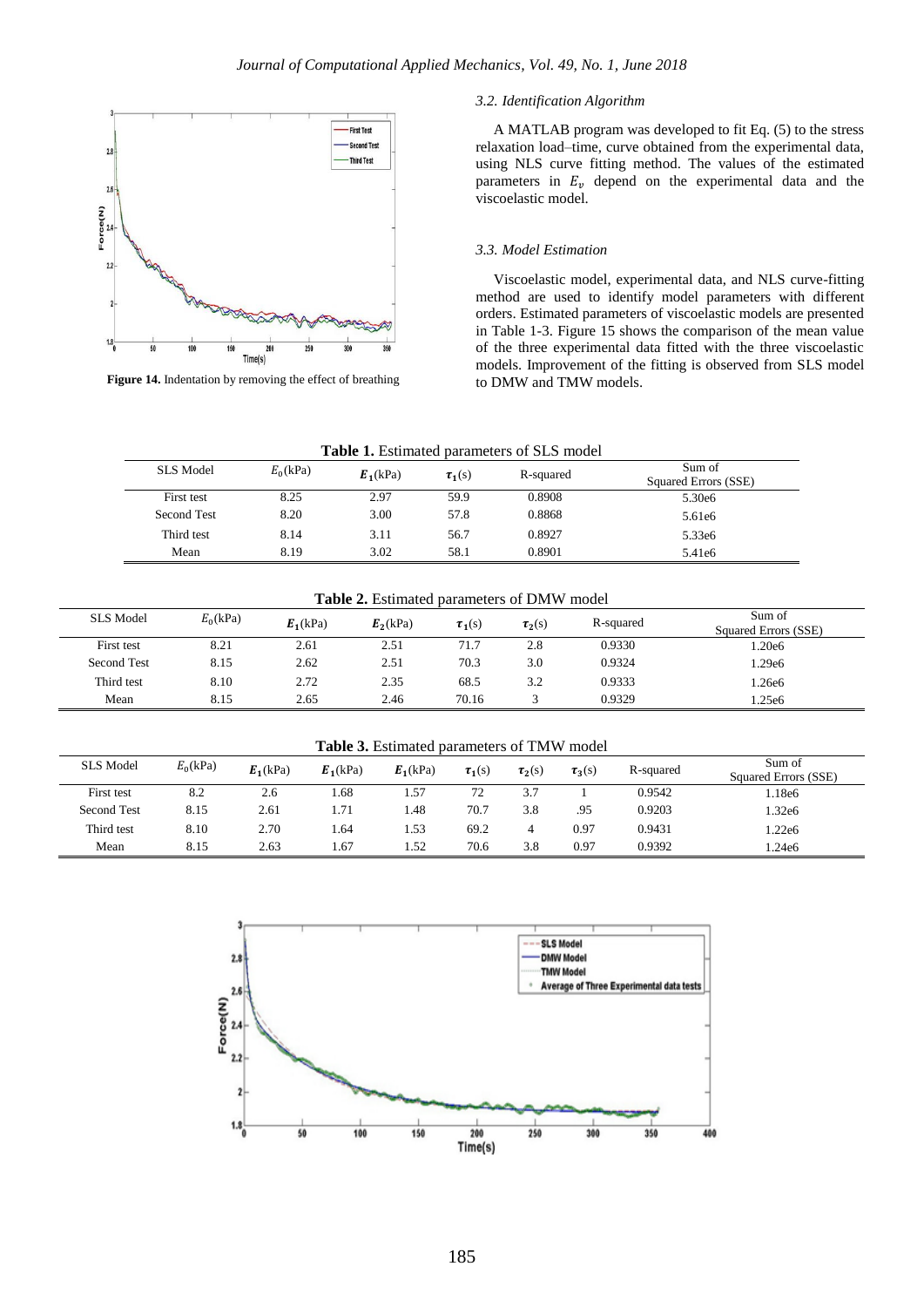Figure 14. Indentation by removing the effect of breathing

### 3.2. Identification Algorithm

A MATLAB program was developed to fit Eq. (5) to the stress relaxation load–time, curve obtained from the experimental data, using NLS curve fitting method. The values of the estimated parameters in $E_v$ depend on the experimental data and the viscoelastic model.

### 3.3. Model Estimation

Viscoelastic model, experimental data, and NLS curve-fitting method are used to identify model parameters with different orders. Estimated parameters of viscoelastic models are presented in Table 1-3. Figure 15 shows the comparison of the mean value of the three experimental data fitted with the three viscoelastic models. Improvement of the fitting is observed from SLS model to DMW and TMW models.

**Table 1.** Estimated parameters of SLS model

| SLS Model | $E_0$(kPa) | $\boldsymbol{E_1}$(kPa) | $\boldsymbol{\tau_1}$(s) | R-squared | Sum of Squared Errors (SSE) |
|---|---|---|---|---|---|
| First test | 8.25 | 2.97 | 59.9 | 0.8908 | 5.30e6 |
| Second Test | 8.20 | 3.00 | 57.8 | 0.8868 | 5.61e6 |
| Third test | 8.14 | 3.11 | 56.7 | 0.8927 | 5.33e6 |
| Mean | 8.19 | 3.02 | 58.1 | 0.8901 | 5.41e6 |

**Table 2.** Estimated parameters of DMW model

| SLS Model | $E_0$(kPa) | $\boldsymbol{E_1}$(kPa) | $\boldsymbol{E_2}$(kPa) | $\boldsymbol{\tau_1}$(s) | $\boldsymbol{\tau_2}$(s) | R-squared | Sum of Squared Errors (SSE) |
|---|---|---|---|---|---|---|---|
| First test | 8.21 | 2.61 | 2.51 | 71.7 | 2.8 | 0.9330 | 1.20e6 |
| Second Test | 8.15 | 2.62 | 2.51 | 70.3 | 3.0 | 0.9324 | 1.29e6 |
| Third test | 8.10 | 2.72 | 2.35 | 68.5 | 3.2 | 0.9333 | 1.26e6 |
| Mean | 8.15 | 2.65 | 2.46 | 70.16 | 3 | 0.9329 | 1.25e6 |

**Table 3.** Estimated parameters of TMW model

| SLS Model | $E_0$(kPa) | $\boldsymbol{E_1}$(kPa) | $\boldsymbol{E_1}$(kPa) | $\boldsymbol{E_1}$(kPa) | $\boldsymbol{\tau_1}$(s) | $\boldsymbol{\tau_2}$(s) | $\boldsymbol{\tau_3}$(s) | R-squared | Sum of Squared Errors (SSE) |
|---|---|---|---|---|---|---|---|---|---|
| First test | 8.2 | 2.6 | 1.68 | 1.57 | 72 | 3.7 | 1 | 0.9542 | 1.18e6 |
| Second Test | 8.15 | 2.61 | 1.71 | 1.48 | 70.7 | 3.8 | .95 | 0.9203 | 1.32e6 |
| Third test | 8.10 | 2.70 | 1.64 | 1.53 | 69.2 | 4 | 0.97 | 0.9431 | 1.22e6 |
| Mean | 8.15 | 2.63 | 1.67 | 1.52 | 70.6 | 3.8 | 0.97 | 0.9392 | 1.24e6 |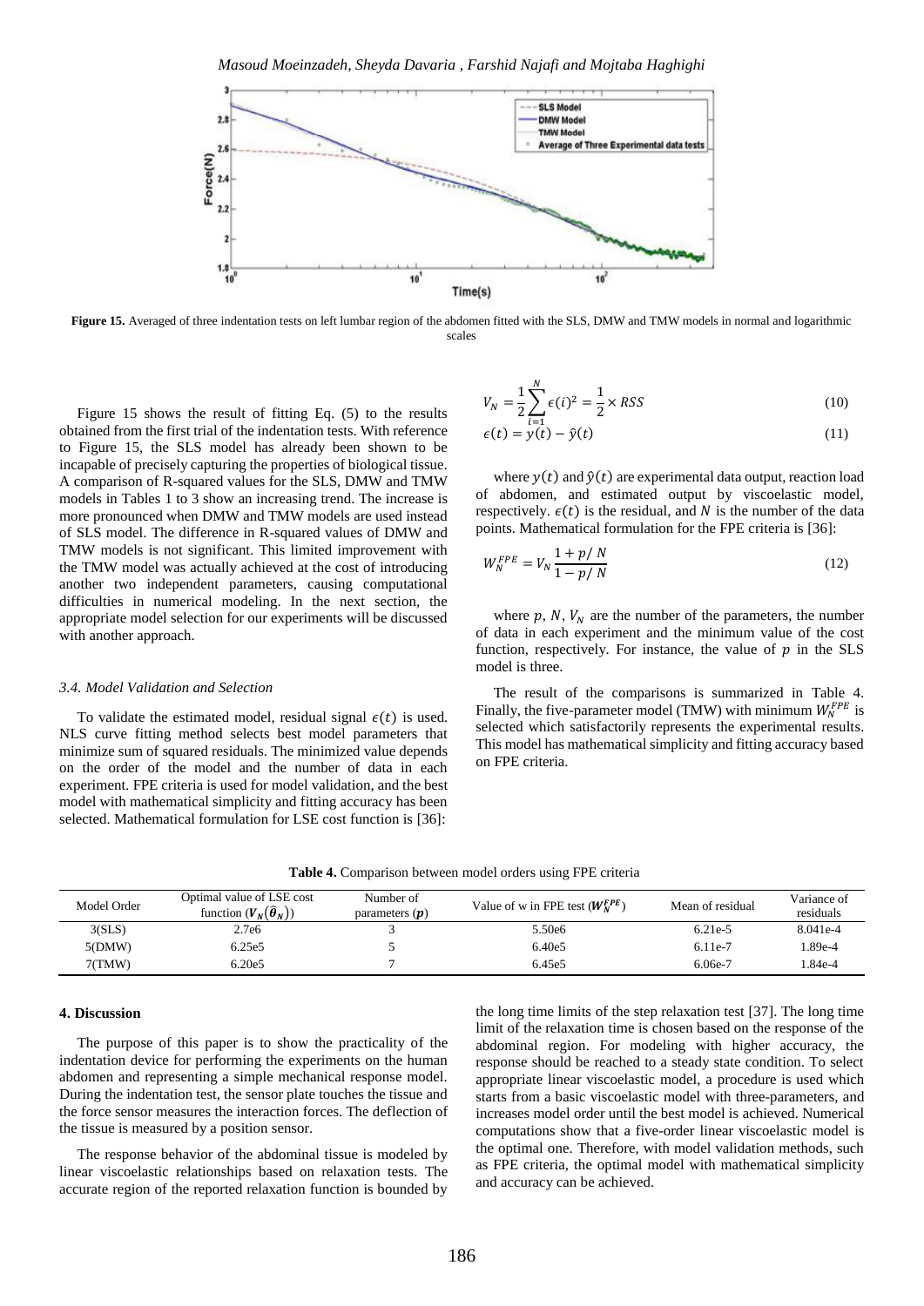**Figure 15.** Averaged of three indentation tests on left lumbar region of the abdomen fitted with the SLS, DMW and TMW models in normal and logarithmic scales

Figure 15 shows the result of fitting Eq. (5) to the results obtained from the first trial of the indentation tests. With reference to Figure 15, the SLS model has already been shown to be incapable of precisely capturing the properties of biological tissue. A comparison of R-squared values for the SLS, DMW and TMW models in Tables 1 to 3 show an increasing trend. The increase is more pronounced when DMW and TMW models are used instead of SLS model. The difference in R-squared values of DMW and TMW models is not significant. This limited improvement with the TMW model was actually achieved at the cost of introducing another two independent parameters, causing computational difficulties in numerical modeling. In the next section, the appropriate model selection for our experiments will be discussed with another approach.

### *3.4. Model Validation and Selection*

To validate the estimated model, residual signal $\epsilon(t)$ is used. NLS curve fitting method selects best model parameters that minimize sum of squared residuals. The minimized value depends on the order of the model and the number of data in each experiment. FPE criteria is used for model validation, and the best model with mathematical simplicity and fitting accuracy has been selected. Mathematical formulation for LSE cost function is [36]:

$$V_N = \frac{1}{2}\sum_{i=1}^{N} \epsilon(i)^2 = \frac{1}{2} \times RSS \tag{10}$$

$$\epsilon(t) = y(t) - \hat{y}(t) \tag{11}$$

where $y(t)$ and $\hat{y}(t)$ are experimental data output, reaction load of abdomen, and estimated output by viscoelastic model, respectively. $\epsilon(t)$ is the residual, and $N$ is the number of the data points. Mathematical formulation for the FPE criteria is [36]:

$$W_N^{FPE} = V_N \frac{1 + p/\,N}{1 - p/\,N} \tag{12}$$

where $p$, $N$, $V_N$ are the number of the parameters, the number of data in each experiment and the minimum value of the cost function, respectively. For instance, the value of $p$ in the SLS model is three.

The result of the comparisons is summarized in Table 4. Finally, the five-parameter model (TMW) with minimum $W_N^{FPE}$ is selected which satisfactorily represents the experimental results. This model has mathematical simplicity and fitting accuracy based on FPE criteria.

**Table 4.** Comparison between model orders using FPE criteria

| Model Order | Optimal value of LSE cost function ($V_N(\hat{\theta}_N)$) | Number of parameters ($p$) | Value of w in FPE test ($W_N^{FPE}$) | Mean of residual | Variance of residuals |
|---|---|---|---|---|---|
| 3(SLS) | 2.7e6 | 3 | 5.50e6 | 6.21e-5 | 8.041e-4 |
| 5(DMW) | 6.25e5 | 5 | 6.40e5 | 6.11e-7 | 1.89e-4 |
| 7(TMW) | 6.20e5 | 7 | 6.45e5 | 6.06e-7 | 1.84e-4 |

## 4. Discussion

The purpose of this paper is to show the practicality of the indentation device for performing the experiments on the human abdomen and representing a simple mechanical response model. During the indentation test, the sensor plate touches the tissue and the force sensor measures the interaction forces. The deflection of the tissue is measured by a position sensor.

The response behavior of the abdominal tissue is modeled by linear viscoelastic relationships based on relaxation tests. The accurate region of the reported relaxation function is bounded by the long time limits of the step relaxation test [37]. The long time limit of the relaxation time is chosen based on the response of the abdominal region. For modeling with higher accuracy, the response should be reached to a steady state condition. To select appropriate linear viscoelastic model, a procedure is used which starts from a basic viscoelastic model with three-parameters, and increases model order until the best model is achieved. Numerical computations show that a five-order linear viscoelastic model is the optimal one. Therefore, with model validation methods, such as FPE criteria, the optimal model with mathematical simplicity and accuracy can be achieved.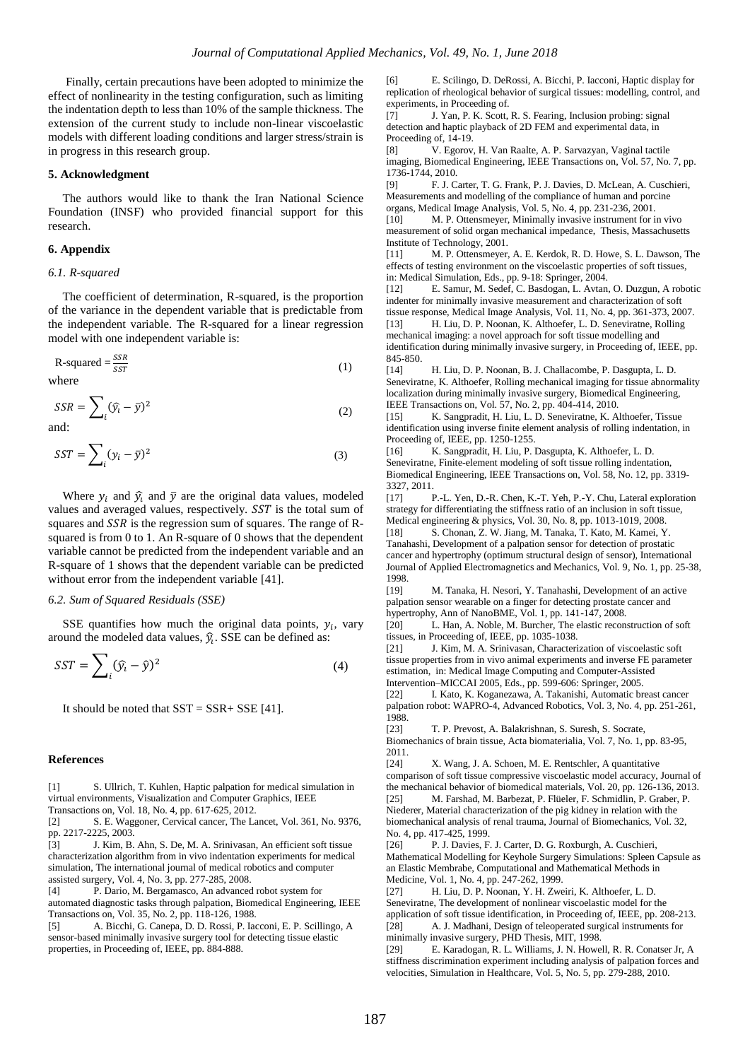Finally, certain precautions have been adopted to minimize the effect of nonlinearity in the testing configuration, such as limiting the indentation depth to less than 10% of the sample thickness. The extension of the current study to include non-linear viscoelastic models with different loading conditions and larger stress/strain is in progress in this research group.

## 5. Acknowledgment

The authors would like to thank the Iran National Science Foundation (INSF) who provided financial support for this research.

## 6. Appendix

### *6.1. R-squared*

The coefficient of determination, R-squared, is the proportion of the variance in the dependent variable that is predictable from the independent variable. The R-squared for a linear regression model with one independent variable is:

$$\text{R-squared} = \frac{SSR}{SST} \tag{1}$$

where

$$SSR = \sum_i (\hat{y}_i - \bar{y})^2 \tag{2}$$

and:

$$SST = \sum_i (y_i - \bar{y})^2 \tag{3}$$

Where $y_i$ and $\hat{y}_i$ and $\bar{y}$ are the original data values, modeled values and averaged values, respectively. $SST$ is the total sum of squares and $SSR$ is the regression sum of squares. The range of R-squared is from 0 to 1. An R-square of 0 shows that the dependent variable cannot be predicted from the independent variable and an R-square of 1 shows that the dependent variable can be predicted without error from the independent variable [41].

### *6.2. Sum of Squared Residuals (SSE)*

SSE quantifies how much the original data points, $y_i$, vary around the modeled data values, $\hat{y}_i$. SSE can be defined as:

$$SST = \sum_i (\hat{y}_i - \hat{y})^2 \tag{4}$$

It should be noted that SST = SSR+ SSE [41].

## References

[1] S. Ullrich, T. Kuhlen, Haptic palpation for medical simulation in virtual environments, Visualization and Computer Graphics, IEEE Transactions on, Vol. 18, No. 4, pp. 617-625, 2012.

[2] S. E. Waggoner, Cervical cancer, The Lancet, Vol. 361, No. 9376, pp. 2217-2225, 2003.

[3] J. Kim, B. Ahn, S. De, M. A. Srinivasan, An efficient soft tissue characterization algorithm from in vivo indentation experiments for medical simulation, The international journal of medical robotics and computer assisted surgery, Vol. 4, No. 3, pp. 277-285, 2008.

[4] P. Dario, M. Bergamasco, An advanced robot system for automated diagnostic tasks through palpation, Biomedical Engineering, IEEE Transactions on, Vol. 35, No. 2, pp. 118-126, 1988.

[5] A. Bicchi, G. Canepa, D. D. Rossi, P. Iacconi, E. P. Scillingo, A sensor-based minimally invasive surgery tool for detecting tissue elastic properties, in Proceeding of, IEEE, pp. 884-888.

[6] E. Scilingo, D. DeRossi, A. Bicchi, P. Iacconi, Haptic display for replication of rheological behavior of surgical tissues: modelling, control, and experiments, in Proceeding of.

[7] J. Yan, P. K. Scott, R. S. Fearing, Inclusion probing: signal detection and haptic playback of 2D FEM and experimental data, in Proceeding of, 14-19.

[8] V. Egorov, H. Van Raalte, A. P. Sarvazyan, Vaginal tactile imaging, Biomedical Engineering, IEEE Transactions on, Vol. 57, No. 7, pp. 1736-1744, 2010.

[9] F. J. Carter, T. G. Frank, P. J. Davies, D. McLean, A. Cuschieri, Measurements and modelling of the compliance of human and porcine organs, Medical Image Analysis, Vol. 5, No. 4, pp. 231-236, 2001.

[10] M. P. Ottensmeyer, Minimally invasive instrument for in vivo measurement of solid organ mechanical impedance, Thesis, Massachusetts Institute of Technology, 2001.

[11] M. P. Ottensmeyer, A. E. Kerdok, R. D. Howe, S. L. Dawson, The effects of testing environment on the viscoelastic properties of soft tissues, in: Medical Simulation, Eds., pp. 9-18: Springer, 2004.

[12] E. Samur, M. Sedef, C. Basdogan, L. Avtan, O. Duzgun, A robotic indenter for minimally invasive measurement and characterization of soft tissue response, Medical Image Analysis, Vol. 11, No. 4, pp. 361-373, 2007.

[13] H. Liu, D. P. Noonan, K. Althoefer, L. D. Seneviratne, Rolling mechanical imaging: a novel approach for soft tissue modelling and identification during minimally invasive surgery, in Proceeding of, IEEE, pp. 845-850.

[14] H. Liu, D. P. Noonan, B. J. Challacombe, P. Dasgupta, L. D. Seneviratne, K. Althoefer, Rolling mechanical imaging for tissue abnormality localization during minimally invasive surgery, Biomedical Engineering, IEEE Transactions on, Vol. 57, No. 2, pp. 404-414, 2010.

[15] K. Sangpradit, H. Liu, L. D. Seneviratne, K. Althoefer, Tissue identification using inverse finite element analysis of rolling indentation, in Proceeding of, IEEE, pp. 1250-1255.

[16] K. Sangpradit, H. Liu, P. Dasgupta, K. Althoefer, L. D. Seneviratne, Finite-element modeling of soft tissue rolling indentation, Biomedical Engineering, IEEE Transactions on, Vol. 58, No. 12, pp. 3319-3327, 2011.

[17] P.-L. Yen, D.-R. Chen, K.-T. Yeh, P.-Y. Chu, Lateral exploration strategy for differentiating the stiffness ratio of an inclusion in soft tissue, Medical engineering & physics, Vol. 30, No. 8, pp. 1013-1019, 2008.

[18] S. Chonan, Z. W. Jiang, M. Tanaka, T. Kato, M. Kamei, Y. Tanahashi, Development of a palpation sensor for detection of prostatic cancer and hypertrophy (optimum structural design of sensor), International Journal of Applied Electromagnetics and Mechanics, Vol. 9, No. 1, pp. 25-38, 1998.

[19] M. Tanaka, H. Nesori, Y. Tanahashi, Development of an active palpation sensor wearable on a finger for detecting prostate cancer and hypertrophy, Ann of NanoBME, Vol. 1, pp. 141-147, 2008.

[20] L. Han, A. Noble, M. Burcher, The elastic reconstruction of soft tissues, in Proceeding of, IEEE, pp. 1035-1038.

[21] J. Kim, M. A. Srinivasan, Characterization of viscoelastic soft tissue properties from in vivo animal experiments and inverse FE parameter estimation, in: Medical Image Computing and Computer-Assisted Intervention–MICCAI 2005, Eds., pp. 599-606: Springer, 2005.

[22] I. Kato, K. Koganezawa, A. Takanishi, Automatic breast cancer palpation robot: WAPRO-4, Advanced Robotics, Vol. 3, No. 4, pp. 251-261, 1988.

[23] T. P. Prevost, A. Balakrishnan, S. Suresh, S. Socrate, Biomechanics of brain tissue, Acta biomaterialia, Vol. 7, No. 1, pp. 83-95, 2011.

[24] X. Wang, J. A. Schoen, M. E. Rentschler, A quantitative comparison of soft tissue compressive viscoelastic model accuracy, Journal of the mechanical behavior of biomedical materials, Vol. 20, pp. 126-136, 2013.

[25] M. Farshad, M. Barbezat, P. Flüeler, F. Schmidlin, P. Graber, P. Niederer, Material characterization of the pig kidney in relation with the biomechanical analysis of renal trauma, Journal of Biomechanics, Vol. 32, No. 4, pp. 417-425, 1999.

[26] P. J. Davies, F. J. Carter, D. G. Roxburgh, A. Cuschieri, Mathematical Modelling for Keyhole Surgery Simulations: Spleen Capsule as an Elastic Membrane, Computational and Mathematical Methods in Medicine, Vol. 1, No. 4, pp. 247-262, 1999.

[27] H. Liu, D. P. Noonan, Y. H. Zweiri, K. Althoefer, L. D. Seneviratne, The development of nonlinear viscoelastic model for the application of soft tissue identification, in Proceeding of, IEEE, pp. 208-213.

[28] A. J. Madhani, Design of teleoperated surgical instruments for minimally invasive surgery, PHD Thesis, MIT, 1998.

[29] E. Karadogan, R. L. Williams, J. N. Howell, R. R. Conatser Jr, A stiffness discrimination experiment including analysis of palpation forces and velocities, Simulation in Healthcare, Vol. 5, No. 5, pp. 279-288, 2010.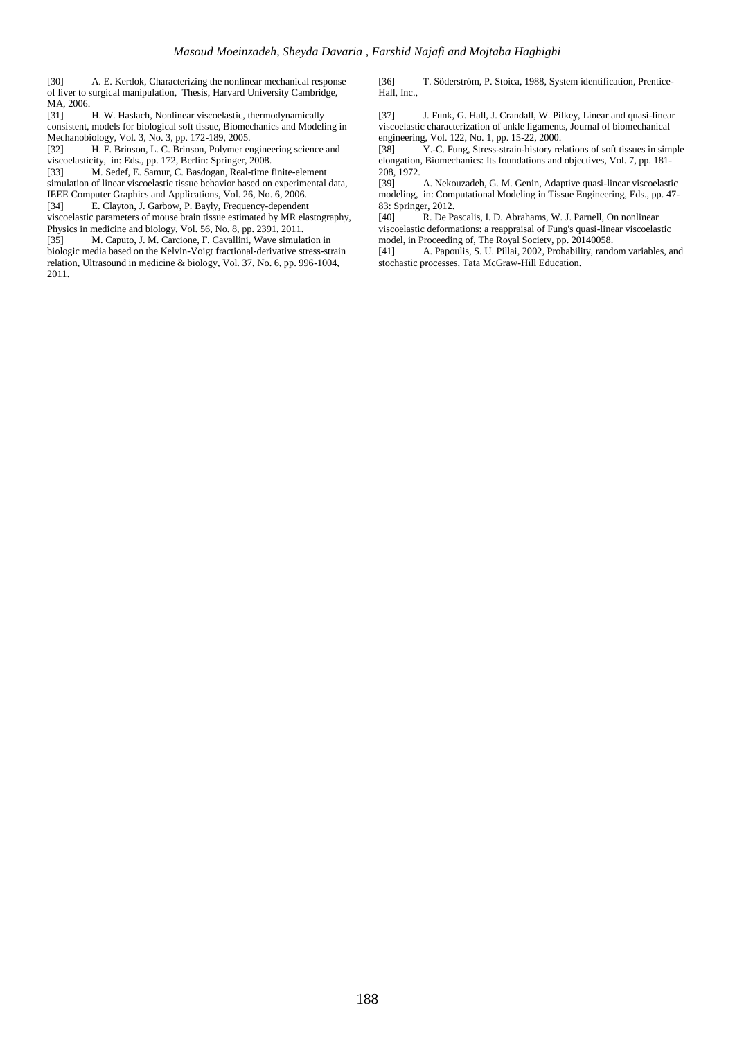[30] A. E. Kerdok, Characterizing the nonlinear mechanical response of liver to surgical manipulation, Thesis, Harvard University Cambridge, MA, 2006.

[31] H. W. Haslach, Nonlinear viscoelastic, thermodynamically consistent, models for biological soft tissue, Biomechanics and Modeling in Mechanobiology, Vol. 3, No. 3, pp. 172-189, 2005.

[32] H. F. Brinson, L. C. Brinson, Polymer engineering science and viscoelasticity, in: Eds., pp. 172, Berlin: Springer, 2008.

[33] M. Sedef, E. Samur, C. Basdogan, Real-time finite-element simulation of linear viscoelastic tissue behavior based on experimental data, IEEE Computer Graphics and Applications, Vol. 26, No. 6, 2006.

[34] E. Clayton, J. Garbow, P. Bayly, Frequency-dependent viscoelastic parameters of mouse brain tissue estimated by MR elastography, Physics in medicine and biology, Vol. 56, No. 8, pp. 2391, 2011.

[35] M. Caputo, J. M. Carcione, F. Cavallini, Wave simulation in biologic media based on the Kelvin-Voigt fractional-derivative stress-strain relation, Ultrasound in medicine & biology, Vol. 37, No. 6, pp. 996-1004, 2011.

[36] T. Söderström, P. Stoica, 1988, System identification, Prentice-Hall, Inc.,

[37] J. Funk, G. Hall, J. Crandall, W. Pilkey, Linear and quasi-linear viscoelastic characterization of ankle ligaments, Journal of biomechanical engineering, Vol. 122, No. 1, pp. 15-22, 2000.

[38] Y.-C. Fung, Stress-strain-history relations of soft tissues in simple elongation, Biomechanics: Its foundations and objectives, Vol. 7, pp. 181-208, 1972.

[39] A. Nekouzadeh, G. M. Genin, Adaptive quasi-linear viscoelastic modeling, in: Computational Modeling in Tissue Engineering, Eds., pp. 47-83: Springer, 2012.

[40] R. De Pascalis, I. D. Abrahams, W. J. Parnell, On nonlinear viscoelastic deformations: a reappraisal of Fung's quasi-linear viscoelastic model, in Proceeding of, The Royal Society, pp. 20140058.

[41] A. Papoulis, S. U. Pillai, 2002, Probability, random variables, and stochastic processes, Tata McGraw-Hill Education.